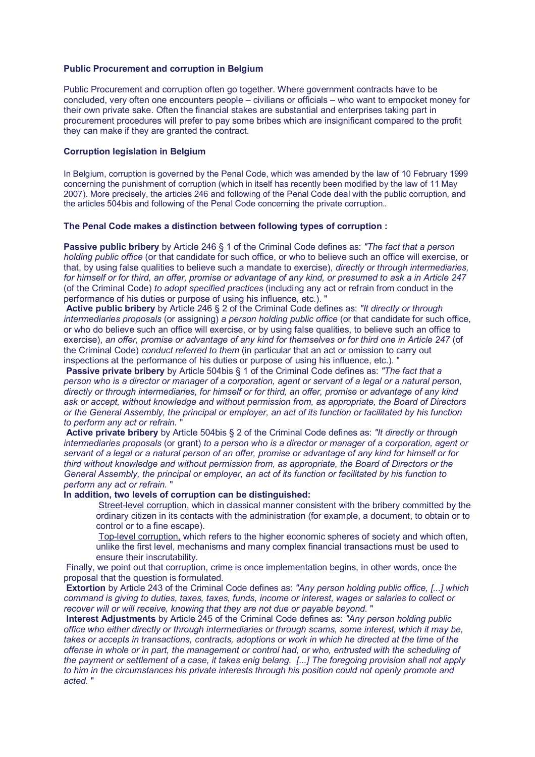**Public Procurement and corruption in Belgium**

Public Procurement and corruption often go together. Where government contracts have to be concluded, very often one encounters people – civilians or officials – who want to empocket money for their own private sake. Often the financial stakes are substantial and enterprises taking part in procurement procedures will prefer to pay some bribes which are insignificant compared to the profit they can make if they are granted the contract.

**Corruption legislation in Belgium**

In Belgium, corruption is governed by the Penal Code, which was amended by the law of 10 February 1999 concerning the punishment of corruption (which in itself has recently been modified by the law of 11 May 2007). More precisely, the articles 246 and following of the Penal Code deal with the public corruption, and the articles 504bis and following of the Penal Code concerning the private corruption..

**The Penal Code makes a distinction between following types of corruption :**

**Passive public bribery** by Article 246 § 1 of the Criminal Code defines as: *"The fact that a person holding public office* (or that candidate for such office, or who to believe such an office will exercise, or that, by using false qualities to believe such a mandate to exercise), *directly or through intermediaries, for himself or for third, an offer, promise or advantage of any kind, or presumed to ask a in Article 247* (of the Criminal Code) *to adopt specified practices* (including any act or refrain from conduct in the performance of his duties or purpose of using his influence, etc.). "

**Active public bribery** by Article 246 § 2 of the Criminal Code defines as: *"It directly or through intermediaries proposals* (or assigning) *a person holding public office* (or that candidate for such office, or who do believe such an office will exercise, or by using false qualities, to believe such an office to exercise), *an offer, promise or advantage of any kind for themselves or for third one in Article 247* (of the Criminal Code) *conduct referred to them* (in particular that an act or omission to carry out inspections at the performance of his duties or purpose of using his influence, etc.). "

**Passive private bribery** by Article 504bis § 1 of the Criminal Code defines as: *"The fact that a person who is a director or manager of a corporation, agent or servant of a legal or a natural person, directly or through intermediaries, for himself or for third, an offer, promise or advantage of any kind ask or accept, without knowledge and without permission from, as appropriate, the Board of Directors or the General Assembly, the principal or employer, an act of its function or facilitated by his function to perform any act or refrain.* "

**Active private bribery** by Article 504bis § 2 of the Criminal Code defines as: *"It directly or through intermediaries proposals* (or grant) *to a person who is a director or manager of a corporation, agent or servant of a legal or a natural person of an offer, promise or advantage of any kind for himself or for third without knowledge and without permission from, as appropriate, the Board of Directors or the General Assembly, the principal or employer, an act of its function or facilitated by his function to perform any act or refrain.* "

**In addition, two levels of corruption can be distinguished:**

- Street-level corruption, which in classical manner consistent with the bribery committed by the ordinary citizen in its contacts with the administration (for example, a document, to obtain or to control or to a fine escape).
- Top-level corruption, which refers to the higher economic spheres of society and which often, unlike the first level, mechanisms and many complex financial transactions must be used to ensure their inscrutability.

Finally, we point out that corruption, crime is once implementation begins, in other words, once the proposal that the question is formulated.

**Extortion** by Article 243 of the Criminal Code defines as: *"Any person holding public office, [...] which command is giving to duties, taxes, taxes, funds, income or interest, wages or salaries to collect or recover will or will receive, knowing that they are not due or payable beyond.* "

**Interest Adjustments** by Article 245 of the Criminal Code defines as: *"Any person holding public office who either directly or through intermediaries or through scams, some interest, which it may be, takes or accepts in transactions, contracts, adoptions or work in which he directed at the time of the offense in whole or in part, the management or control had, or who, entrusted with the scheduling of the payment or settlement of a case, it takes enig belang. [...] The foregoing provision shall not apply to him in the circumstances his private interests through his position could not openly promote and acted.* "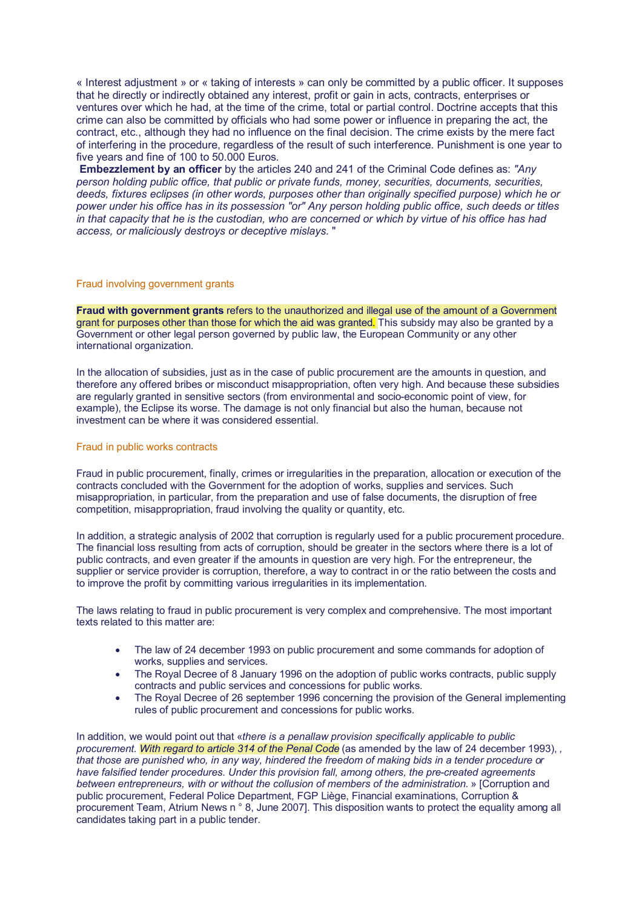« Interest adjustment » or « taking of interests » can only be committed by a public officer. It supposes that he directly or indirectly obtained any interest, profit or gain in acts, contracts, enterprises or ventures over which he had, at the time of the crime, total or partial control. Doctrine accepts that this crime can also be committed by officials who had some power or influence in preparing the act, the contract, etc., although they had no influence on the final decision. The crime exists by the mere fact of interfering in the procedure, regardless of the result of such interference. Punishment is one year to five years and fine of 100 to 50.000 Euros.

**Embezzlement by an officer** by the articles 240 and 241 of the Criminal Code defines as: *"Any person holding public office, that public or private funds, money, securities, documents, securities, deeds, fixtures eclipses (in other words, purposes other than originally specified purpose) which he or power under his office has in its possession "or" Any person holding public office, such deeds or titles in that capacity that he is the custodian, who are concerned or which by virtue of his office has had access, or maliciously destroys or deceptive mislays.* "

## Fraud involving government grants

**Fraud with government grants** refers to the unauthorized and illegal use of the amount of a Government grant for purposes other than those for which the aid was granted. This subsidy may also be granted by a Government or other legal person governed by public law, the European Community or any other international organization.

In the allocation of subsidies, just as in the case of public procurement are the amounts in question, and therefore any offered bribes or misconduct misappropriation, often very high. And because these subsidies are regularly granted in sensitive sectors (from environmental and socio-economic point of view, for example), the Eclipse its worse. The damage is not only financial but also the human, because not investment can be where it was considered essential.

## Fraud in public works contracts

Fraud in public procurement, finally, crimes or irregularities in the preparation, allocation or execution of the contracts concluded with the Government for the adoption of works, supplies and services. Such misappropriation, in particular, from the preparation and use of false documents, the disruption of free competition, misappropriation, fraud involving the quality or quantity, etc.

In addition, a strategic analysis of 2002 that corruption is regularly used for a public procurement procedure. The financial loss resulting from acts of corruption, should be greater in the sectors where there is a lot of public contracts, and even greater if the amounts in question are very high. For the entrepreneur, the supplier or service provider is corruption, therefore, a way to contract in or the ratio between the costs and to improve the profit by committing various irregularities in its implementation.

The laws relating to fraud in public procurement is very complex and comprehensive. The most important texts related to this matter are:

- The law of 24 december 1993 on public procurement and some commands for adoption of works, supplies and services.
- The Royal Decree of 8 January 1996 on the adoption of public works contracts, public supply contracts and public services and concessions for public works.
- The Royal Decree of 26 september 1996 concerning the provision of the General implementing rules of public procurement and concessions for public works.

In addition, we would point out that «*there is a penallaw provision specifically applicable to public procurement. With regard to article 314 of the Penal Code* (as amended by the law of 24 december 1993), *, that those are punished who, in any way, hindered the freedom of making bids in a tender procedure or have falsified tender procedures. Under this provision fall, among others, the pre-created agreements between entrepreneurs, with or without the collusion of members of the administration.* » [Corruption and public procurement, Federal Police Department, FGP Liège, Financial examinations, Corruption & procurement Team, Atrium News n ° 8, June 2007]. This disposition wants to protect the equality among all candidates taking part in a public tender.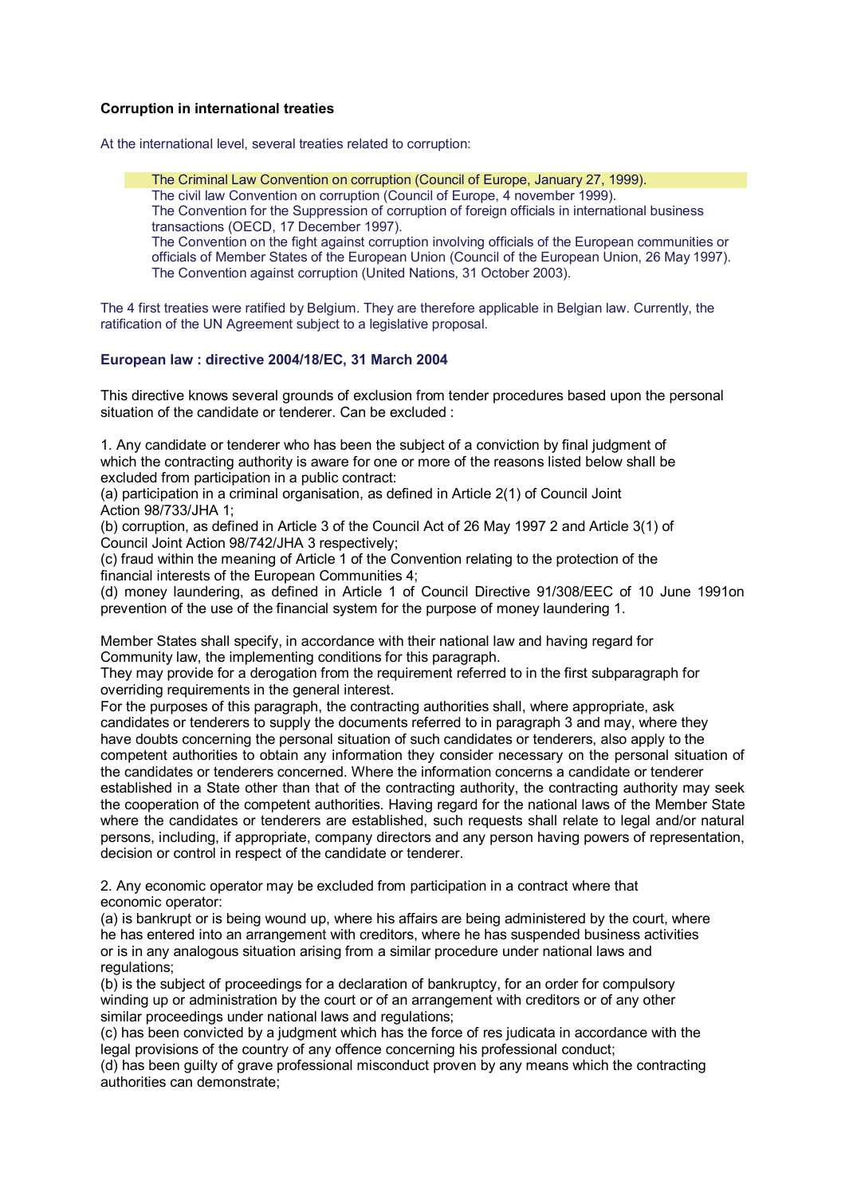**Corruption in international treaties**

At the international level, several treaties related to corruption:

- The Criminal Law Convention on corruption (Council of Europe, January 27, 1999).
- The civil law Convention on corruption (Council of Europe, 4 november 1999).
- The Convention for the Suppression of corruption of foreign officials in international business transactions (OECD, 17 December 1997).
- The Convention on the fight against corruption involving officials of the European communities or officials of Member States of the European Union (Council of the European Union, 26 May 1997).
- The Convention against corruption (United Nations, 31 October 2003).

The 4 first treaties were ratified by Belgium. They are therefore applicable in Belgian law. Currently, the ratification of the UN Agreement subject to a legislative proposal.

**European law : directive 2004/18/EC, 31 March 2004**

This directive knows several grounds of exclusion from tender procedures based upon the personal situation of the candidate or tenderer. Can be excluded :

1. Any candidate or tenderer who has been the subject of a conviction by final judgment of which the contracting authority is aware for one or more of the reasons listed below shall be excluded from participation in a public contract:
(a) participation in a criminal organisation, as defined in Article 2(1) of Council Joint Action 98/733/JHA 1;
(b) corruption, as defined in Article 3 of the Council Act of 26 May 1997 2 and Article 3(1) of Council Joint Action 98/742/JHA 3 respectively;
(c) fraud within the meaning of Article 1 of the Convention relating to the protection of the financial interests of the European Communities 4;
(d) money laundering, as defined in Article 1 of Council Directive 91/308/EEC of 10 June 1991on prevention of the use of the financial system for the purpose of money laundering 1.

Member States shall specify, in accordance with their national law and having regard for Community law, the implementing conditions for this paragraph.
They may provide for a derogation from the requirement referred to in the first subparagraph for overriding requirements in the general interest.
For the purposes of this paragraph, the contracting authorities shall, where appropriate, ask candidates or tenderers to supply the documents referred to in paragraph 3 and may, where they have doubts concerning the personal situation of such candidates or tenderers, also apply to the competent authorities to obtain any information they consider necessary on the personal situation of the candidates or tenderers concerned. Where the information concerns a candidate or tenderer established in a State other than that of the contracting authority, the contracting authority may seek the cooperation of the competent authorities. Having regard for the national laws of the Member State where the candidates or tenderers are established, such requests shall relate to legal and/or natural persons, including, if appropriate, company directors and any person having powers of representation, decision or control in respect of the candidate or tenderer.

2. Any economic operator may be excluded from participation in a contract where that economic operator:
(a) is bankrupt or is being wound up, where his affairs are being administered by the court, where he has entered into an arrangement with creditors, where he has suspended business activities or is in any analogous situation arising from a similar procedure under national laws and regulations;
(b) is the subject of proceedings for a declaration of bankruptcy, for an order for compulsory winding up or administration by the court or of an arrangement with creditors or of any other similar proceedings under national laws and regulations;
(c) has been convicted by a judgment which has the force of res judicata in accordance with the legal provisions of the country of any offence concerning his professional conduct;
(d) has been guilty of grave professional misconduct proven by any means which the contracting authorities can demonstrate;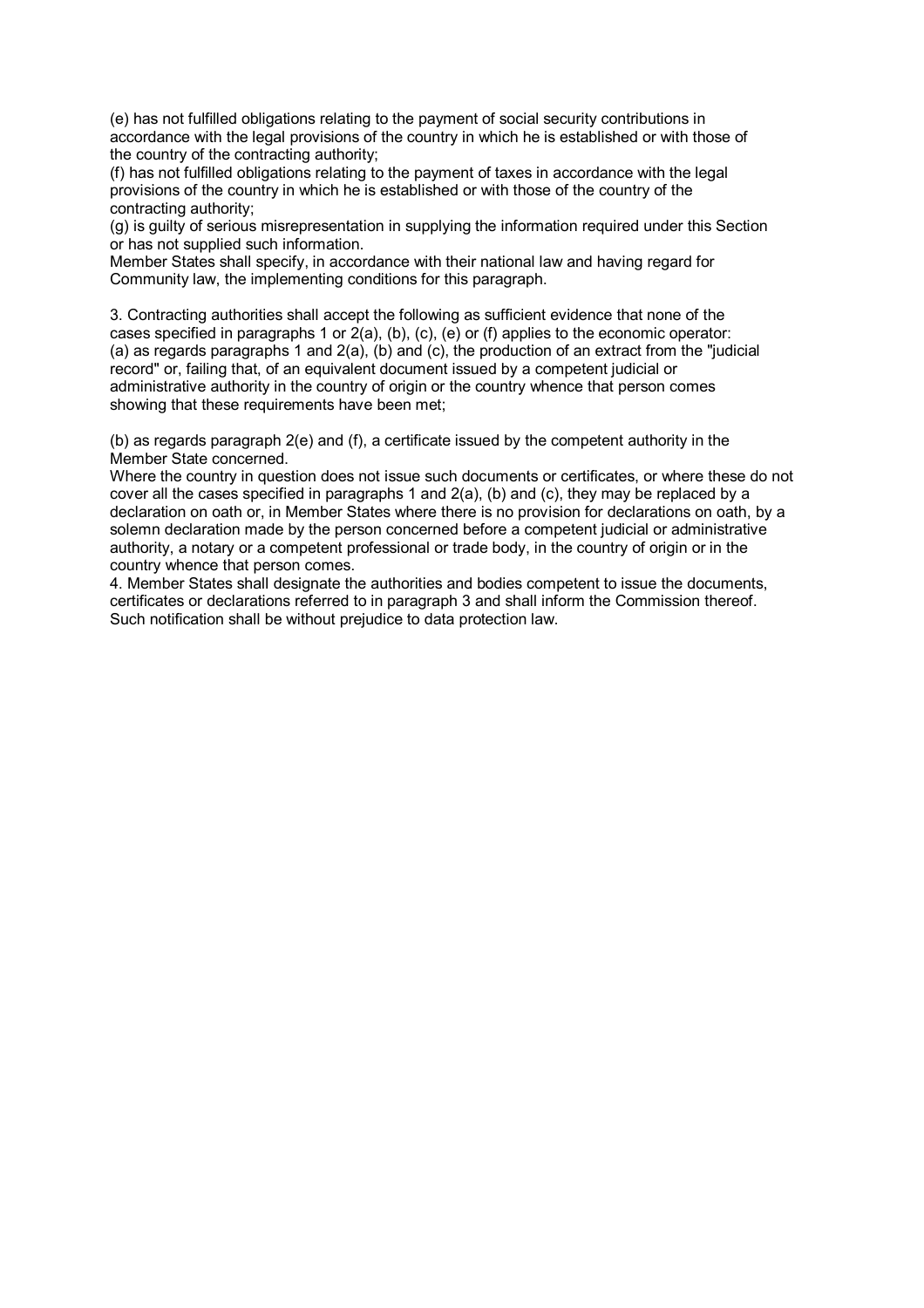(e) has not fulfilled obligations relating to the payment of social security contributions in accordance with the legal provisions of the country in which he is established or with those of the country of the contracting authority;

(f) has not fulfilled obligations relating to the payment of taxes in accordance with the legal provisions of the country in which he is established or with those of the country of the contracting authority;

(g) is guilty of serious misrepresentation in supplying the information required under this Section or has not supplied such information.

Member States shall specify, in accordance with their national law and having regard for Community law, the implementing conditions for this paragraph.

3. Contracting authorities shall accept the following as sufficient evidence that none of the cases specified in paragraphs 1 or 2(a), (b), (c), (e) or (f) applies to the economic operator:

(a) as regards paragraphs 1 and 2(a), (b) and (c), the production of an extract from the "judicial record" or, failing that, of an equivalent document issued by a competent judicial or administrative authority in the country of origin or the country whence that person comes showing that these requirements have been met;

(b) as regards paragraph 2(e) and (f), a certificate issued by the competent authority in the Member State concerned.

Where the country in question does not issue such documents or certificates, or where these do not cover all the cases specified in paragraphs 1 and 2(a), (b) and (c), they may be replaced by a declaration on oath or, in Member States where there is no provision for declarations on oath, by a solemn declaration made by the person concerned before a competent judicial or administrative authority, a notary or a competent professional or trade body, in the country of origin or in the country whence that person comes.

4. Member States shall designate the authorities and bodies competent to issue the documents, certificates or declarations referred to in paragraph 3 and shall inform the Commission thereof. Such notification shall be without prejudice to data protection law.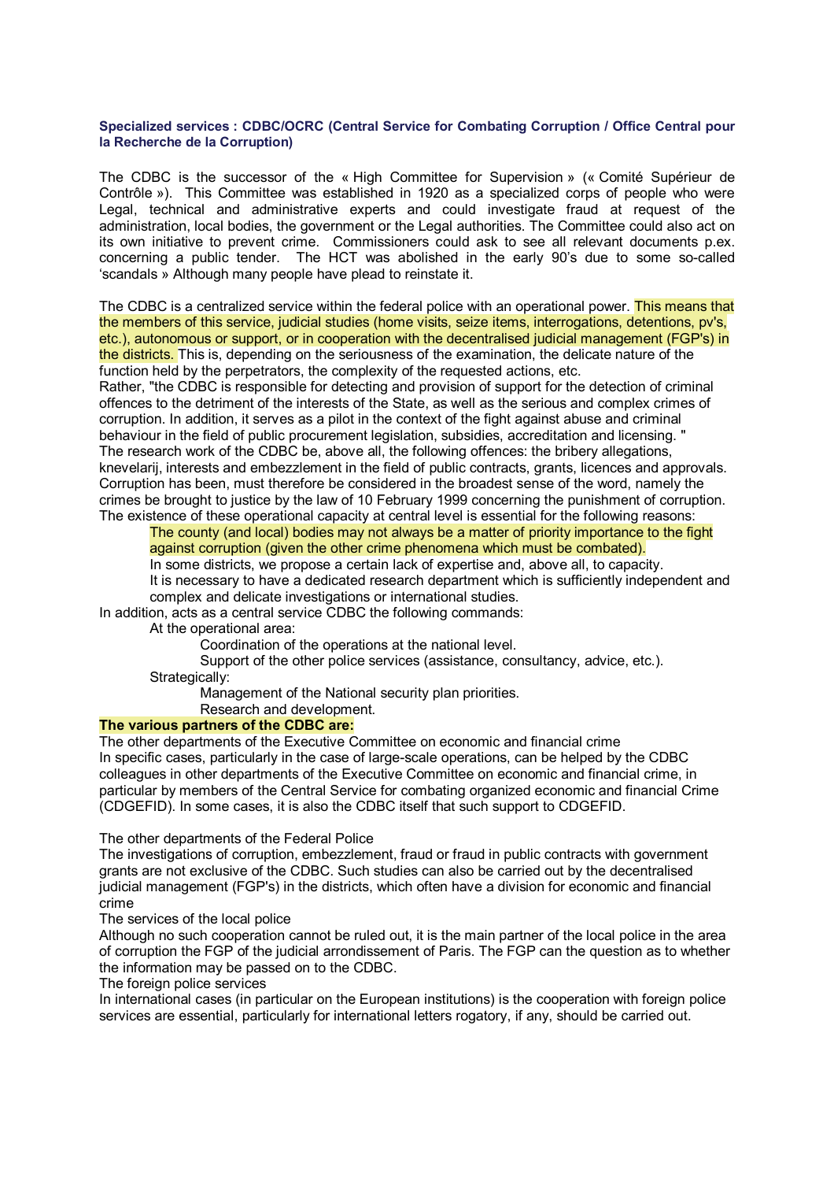**Specialized services : CDBC/OCRC (Central Service for Combating Corruption / Office Central pour la Recherche de la Corruption)**

The CDBC is the successor of the « High Committee for Supervision » (« Comité Supérieur de Contrôle »). This Committee was established in 1920 as a specialized corps of people who were Legal, technical and administrative experts and could investigate fraud at request of the administration, local bodies, the government or the Legal authorities. The Committee could also act on its own initiative to prevent crime. Commissioners could ask to see all relevant documents p.ex. concerning a public tender. The HCT was abolished in the early 90's due to some so-called 'scandals » Although many people have plead to reinstate it.

The CDBC is a centralized service within the federal police with an operational power. This means that the members of this service, judicial studies (home visits, seize items, interrogations, detentions, pv's, etc.), autonomous or support, or in cooperation with the decentralised judicial management (FGP's) in the districts. This is, depending on the seriousness of the examination, the delicate nature of the function held by the perpetrators, the complexity of the requested actions, etc.
Rather, "the CDBC is responsible for detecting and provision of support for the detection of criminal offences to the detriment of the interests of the State, as well as the serious and complex crimes of corruption. In addition, it serves as a pilot in the context of the fight against abuse and criminal behaviour in the field of public procurement legislation, subsidies, accreditation and licensing. "
The research work of the CDBC be, above all, the following offences: the bribery allegations, knevelarij, interests and embezzlement in the field of public contracts, grants, licences and approvals. Corruption has been, must therefore be considered in the broadest sense of the word, namely the crimes be brought to justice by the law of 10 February 1999 concerning the punishment of corruption.
The existence of these operational capacity at central level is essential for the following reasons:

- The county (and local) bodies may not always be a matter of priority importance to the fight against corruption (given the other crime phenomena which must be combated).
- In some districts, we propose a certain lack of expertise and, above all, to capacity.
- It is necessary to have a dedicated research department which is sufficiently independent and complex and delicate investigations or international studies.

In addition, acts as a central service CDBC the following commands:

- At the operational area:
  - Coordination of the operations at the national level.
  - Support of the other police services (assistance, consultancy, advice, etc.).
- Strategically:
  - Management of the National security plan priorities.
  - Research and development.

**The various partners of the CDBC are:**

The other departments of the Executive Committee on economic and financial crime
In specific cases, particularly in the case of large-scale operations, can be helped by the CDBC colleagues in other departments of the Executive Committee on economic and financial crime, in particular by members of the Central Service for combating organized economic and financial Crime (CDGEFID). In some cases, it is also the CDBC itself that such support to CDGEFID.

The other departments of the Federal Police
The investigations of corruption, embezzlement, fraud or fraud in public contracts with government grants are not exclusive of the CDBC. Such studies can also be carried out by the decentralised judicial management (FGP's) in the districts, which often have a division for economic and financial crime
The services of the local police
Although no such cooperation cannot be ruled out, it is the main partner of the local police in the area of corruption the FGP of the judicial arrondissement of Paris. The FGP can the question as to whether the information may be passed on to the CDBC.
The foreign police services
In international cases (in particular on the European institutions) is the cooperation with foreign police services are essential, particularly for international letters rogatory, if any, should be carried out.